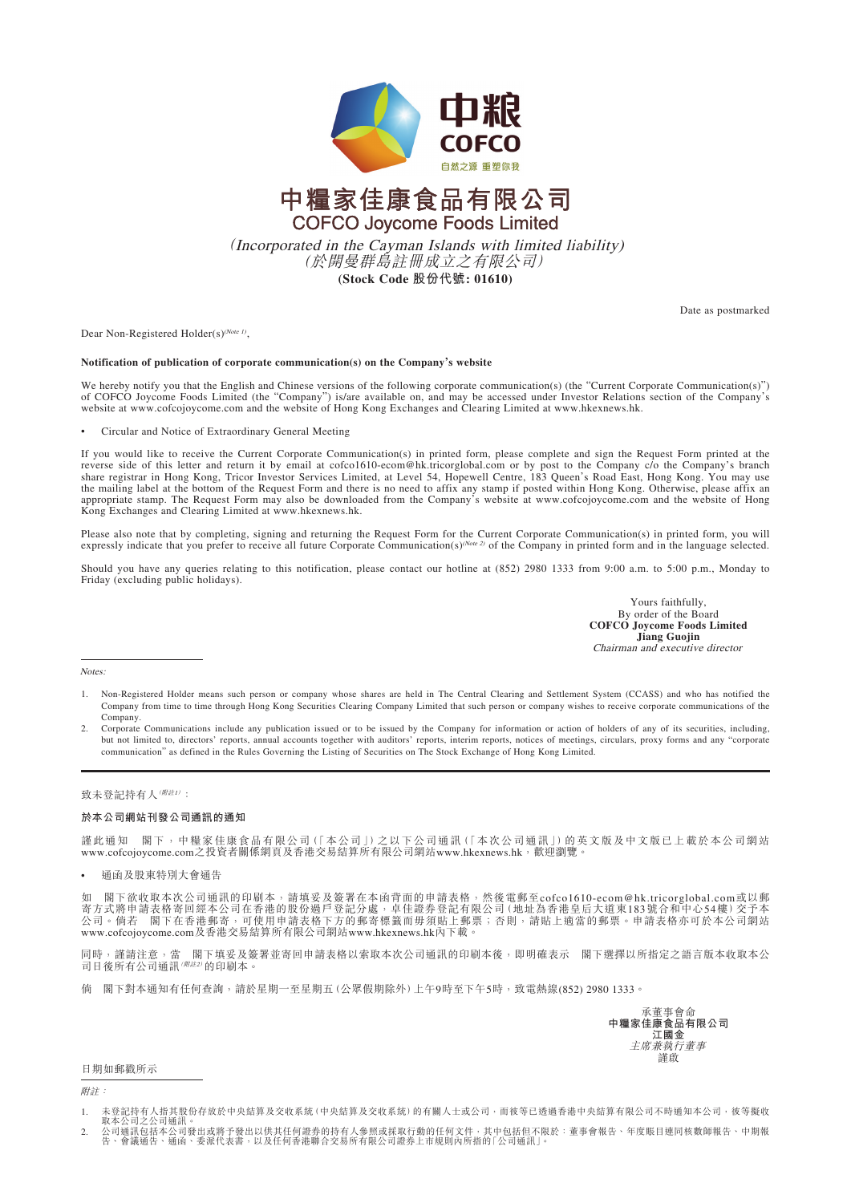# 中糧家佳康食品有限公司
## COFCO Joycome Foods Limited

*(Incorporated in the Cayman Islands with limited liability)*
*(於開曼群島註冊成立之有限公司)*

**(Stock Code 股份代號: 01610)**

Date as postmarked

Dear Non-Registered Holder(s)[(Note 1)],

**Notification of publication of corporate communication(s) on the Company's website**

We hereby notify you that the English and Chinese versions of the following corporate communication(s) (the "Current Corporate Communication(s)") of COFCO Joycome Foods Limited (the "Company") is/are available on, and may be accessed under Investor Relations section of the Company's website at www.cofcojoycome.com and the website of Hong Kong Exchanges and Clearing Limited at www.hkexnews.hk.

- Circular and Notice of Extraordinary General Meeting

If you would like to receive the Current Corporate Communication(s) in printed form, please complete and sign the Request Form printed at the reverse side of this letter and return it by email at cofco1610-ecom@hk.tricorglobal.com or by post to the Company c/o the Company's branch share registrar in Hong Kong, Tricor Investor Services Limited, at Level 54, Hopewell Centre, 183 Queen's Road East, Hong Kong. You may use the mailing label at the bottom of the Request Form and there is no need to affix any stamp if posted within Hong Kong. Otherwise, please affix an appropriate stamp. The Request Form may also be downloaded from the Company's website at www.cofcojoycome.com and the website of Hong Kong Exchanges and Clearing Limited at www.hkexnews.hk.

Please also note that by completing, signing and returning the Request Form for the Current Corporate Communication(s) in printed form, you will expressly indicate that you prefer to receive all future Corporate Communication(s)[(Note 2)] of the Company in printed form and in the language selected.

Should you have any queries relating to this notification, please contact our hotline at (852) 2980 1333 from 9:00 a.m. to 5:00 p.m., Monday to Friday (excluding public holidays).

Yours faithfully,
By order of the Board
**COFCO Joycome Foods Limited**
**Jiang Guojin**
*Chairman and executive director*

*Notes:*

1. Non-Registered Holder means such person or company whose shares are held in The Central Clearing and Settlement System (CCASS) and who has notified the Company from time to time through Hong Kong Securities Clearing Company Limited that such person or company wishes to receive corporate communications of the Company.
2. Corporate Communications include any publication issued or to be issued by the Company for information or action of holders of any of its securities, including, but not limited to, directors' reports, annual accounts together with auditors' reports, interim reports, notices of meetings, circulars, proxy forms and any "corporate communication" as defined in the Rules Governing the Listing of Securities on The Stock Exchange of Hong Kong Limited.

---

致未登記持有人[(附註1)]：

**於本公司網站刊發公司通訊的通知**

謹此通知　閣下，中糧家佳康食品有限公司（「本公司」）之以下公司通訊（「本次公司通訊」）的英文版及中文版已上載於本公司網站www.cofcojoycome.com之投資者關係網頁及香港交易結算所有限公司網站www.hkexnews.hk，歡迎瀏覽。

- 通函及股東特別大會通告

如　閣下欲收取本次公司通訊的印刷本，請填妥及簽署在本函背面的申請表格，然後電郵至cofco1610-ecom@hk.tricorglobal.com或以郵寄方式將申請表格寄回經本公司在香港的股份過戶登記分處，卓佳證券登記有限公司（地址為香港皇后大道東183號合和中心54樓）交予本公司。倘若　閣下在香港郵寄，可使用申請表格下方的郵寄標籤而毋須貼上郵票；否則，請貼上適當的郵票。申請表格亦可於本公司網站www.cofcojoycome.com及香港交易結算所有限公司網站www.hkexnews.hk內下載。

同時，謹請注意，當　閣下填妥及簽署並寄回申請表格以索取本次公司通訊的印刷本後，即明確表示　閣下選擇以所指定之語言版本收取本公司日後所有公司通訊[(附註2)]的印刷本。

倘　閣下對本通知有任何查詢，請於星期一至星期五（公眾假期除外）上午9時至下午5時，致電熱線(852) 2980 1333。

承董事會命
**中糧家佳康食品有限公司**
**江國金**
*主席兼執行董事*
謹啟

日期如郵戳所示

*附註：*

1. 未登記持有人指其股份存放於中央結算及交收系統（中央結算及交收系統）的有關人士或公司，而彼等已透過香港中央結算有限公司不時通知本公司，彼等擬收取本公司之公司通訊。
2. 公司通訊包括本公司發出或將予發出以供其任何證券的持有人參照或採取行動的任何文件，其中包括但不限於：董事會報告、年度賬目連同核數師報告、中期報告、會議通告、通函、委派代表書，以及任何香港聯合交易所有限公司證券上市規則內所指的「公司通訊」。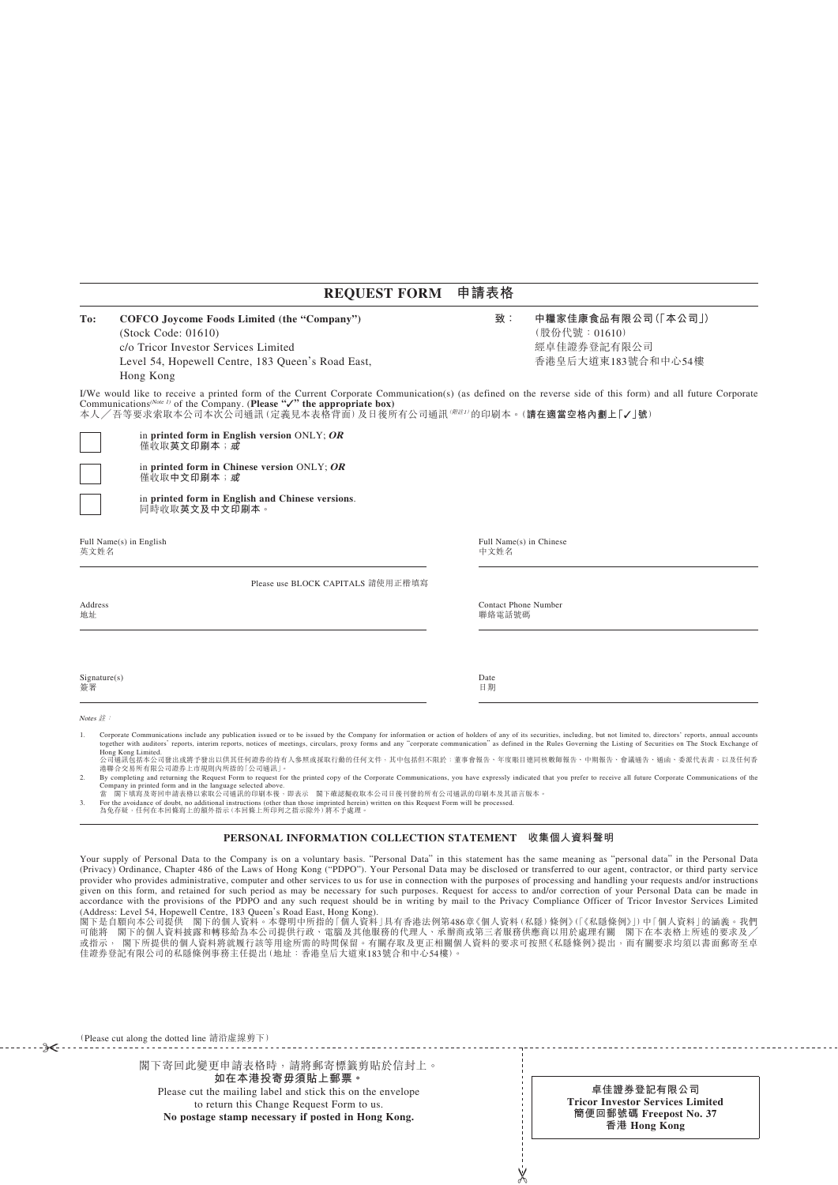# REQUEST FORM 申請表格

**To:** **COFCO Joycome Foods Limited (the "Company")**
(Stock Code: 01610)
c/o Tricor Investor Services Limited
Level 54, Hopewell Centre, 183 Queen's Road East,
Hong Kong

**致：** **中糧家佳康食品有限公司(「本公司」)**
(股份代號：01610)
經卓佳證券登記有限公司
香港皇后大道東183號合和中心54樓

I/We would like to receive a printed form of the Current Corporate Communication(s) (as defined on the reverse side of this form) and all future Corporate Communications[(Note 1)] of the Company. (**Please "✓" the appropriate box**)
本人／吾等要求索取本公司本次公司通訊(定義見本表格背面)及日後所有公司通訊[(附註1)]的印刷本。(**請在適當空格內劃上「✓」號**)

☐ in **printed form in English version** ONLY; ***OR***
僅收取**英文印刷本**；***或***

☐ in **printed form in Chinese version** ONLY; ***OR***
僅收取**中文印刷本**；***或***

☐ in **printed form in English and Chinese versions**.
同時收取**英文及中文印刷本**。

Full Name(s) in English
英文姓名

Full Name(s) in Chinese
中文姓名

Please use BLOCK CAPITALS 請使用正楷填寫

Address
地址

Contact Phone Number
聯絡電話號碼

Signature(s)
簽署

Date
日期

*Notes 註：*

1. Corporate Communications include any publication issued or to be issued by the Company for information or action of holders of any of its securities, including, but not limited to, directors' reports, annual accounts together with auditors' reports, interim reports, notices of meetings, circulars, proxy forms and any "corporate communication" as defined in the Rules Governing the Listing of Securities on The Stock Exchange of Hong Kong Limited.
公司通訊包括本公司發出或將予發出以供其任何證券的持有人參照或採取行動的任何文件，其中包括但不限於：董事會報告、年度賬目連同核數師報告、中期報告、會議通告、通函、委派代表書，以及任何香港聯合交易所有限公司證券上市規則內所指的「公司通訊」。
2. By completing and returning the Request Form to request for the printed copy of the Corporate Communications, you have expressly indicated that you prefer to receive all future Corporate Communications of the Company in printed form and in the language selected above.
當　閣下填寫及寄回申請表格以索取公司通訊的印刷本後，即表示　閣下確認擬收取本公司日後刊發的所有公司通訊的印刷本及其語言版本。
3. For the avoidance of doubt, no additional instructions (other than those imprinted herein) written on this Request Form will be processed.
為免存疑，任何在本回條寫上的額外指示(本回條上所印列之指示除外)將不予處理。

## PERSONAL INFORMATION COLLECTION STATEMENT 收集個人資料聲明

Your supply of Personal Data to the Company is on a voluntary basis. "Personal Data" in this statement has the same meaning as "personal data" in the Personal Data (Privacy) Ordinance, Chapter 486 of the Laws of Hong Kong ("PDPO"). Your Personal Data may be disclosed or transferred to our agent, contractor, or third party service provider who provides administrative, computer and other services to us for use in connection with the purposes of processing and handling your requests and/or instructions given on this form, and retained for such period as may be necessary for such purposes. Request for access to and/or correction of your Personal Data can be made in accordance with the provisions of the PDPO and any such request should be in writing by mail to the Privacy Compliance Officer of Tricor Investor Services Limited (Address: Level 54, Hopewell Centre, 183 Queen's Road East, Hong Kong).

閣下是自願向本公司提供　閣下的個人資料。本聲明中所指的「個人資料」具有香港法例第486章《個人資料(私隱)條例》(「《私隱條例》」)中「個人資料」的涵義。我們可能將　閣下的個人資料披露和轉移給為本公司提供行政、電腦及其他服務的代理人、承辦商或第三者服務供應商以用於處理有關　閣下在本表格上所述的要求及／或指示，　閣下所提供的個人資料將就履行該等用途所需的時間保留。有關存取及更正相關個人資料的要求可按照《私隱條例》提出，而有關要求均須以書面郵寄至卓佳證券登記有限公司的私隱條例事務主任提出(地址：香港皇后大道東183號合和中心54樓)。

(Please cut along the dotted line 請沿虛線剪下)

閣下寄回此變更申請表格時，請將郵寄標籤剪貼於信封上。
**如在本港投寄毋須貼上郵票。**
Please cut the mailing label and stick this on the envelope to return this Change Request Form to us.
**No postage stamp necessary if posted in Hong Kong.**

**卓佳證券登記有限公司**
**Tricor Investor Services Limited**
**簡便回郵號碼 Freepost No. 37**
**香港 Hong Kong**